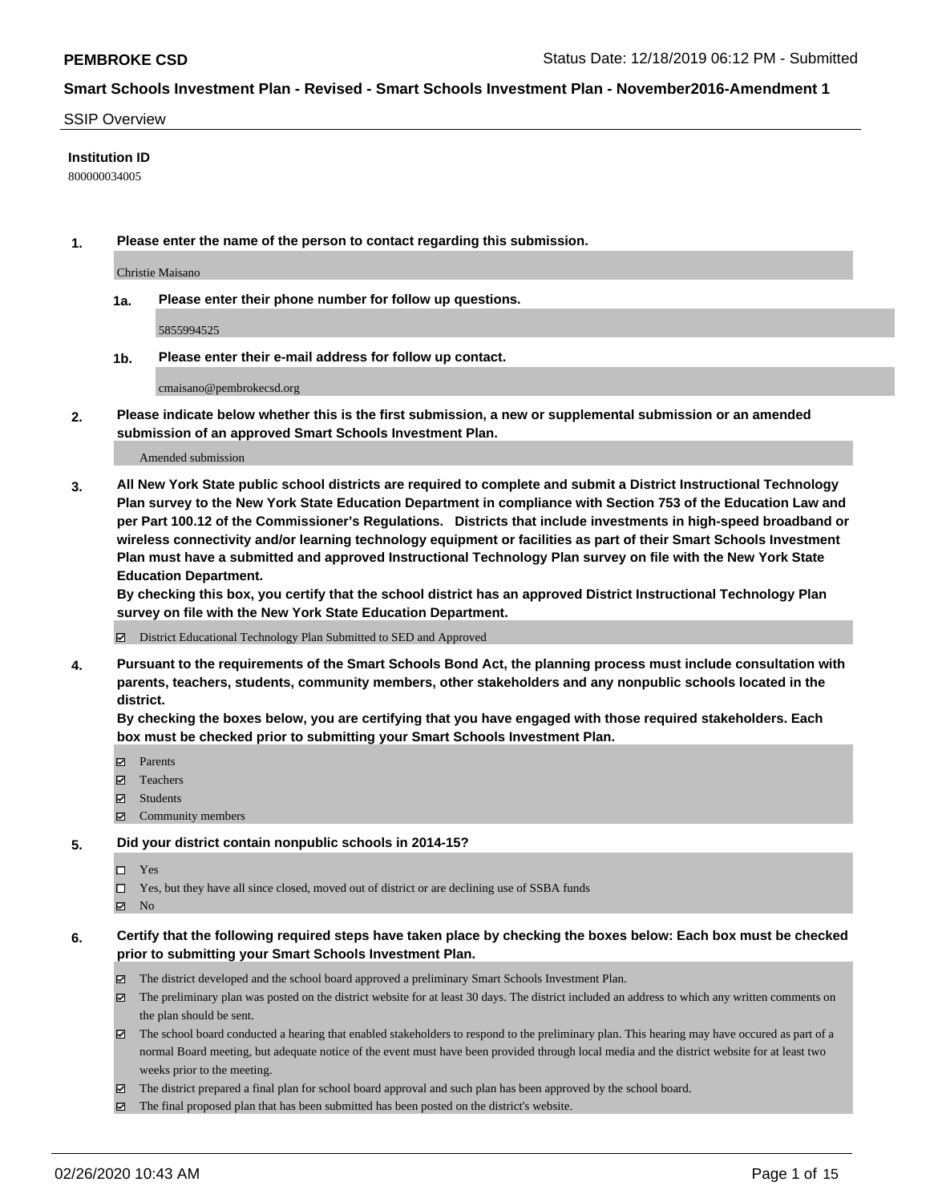# Smart Schools Investment Plan - Revised - Smart Schools Investment Plan - November2016-Amendment 1

SSIP Overview

**Institution ID**

800000034005

**1. Please enter the name of the person to contact regarding this submission.**

Christie Maisano

**1a. Please enter their phone number for follow up questions.**

5855994525

**1b. Please enter their e-mail address for follow up contact.**

cmaisano@pembrokecsd.org

**2. Please indicate below whether this is the first submission, a new or supplemental submission or an amended submission of an approved Smart Schools Investment Plan.**

Amended submission

**3. All New York State public school districts are required to complete and submit a District Instructional Technology Plan survey to the New York State Education Department in compliance with Section 753 of the Education Law and per Part 100.12 of the Commissioner's Regulations. Districts that include investments in high-speed broadband or wireless connectivity and/or learning technology equipment or facilities as part of their Smart Schools Investment Plan must have a submitted and approved Instructional Technology Plan survey on file with the New York State Education Department.**
**By checking this box, you certify that the school district has an approved District Instructional Technology Plan survey on file with the New York State Education Department.**

- ☑ District Educational Technology Plan Submitted to SED and Approved

**4. Pursuant to the requirements of the Smart Schools Bond Act, the planning process must include consultation with parents, teachers, students, community members, other stakeholders and any nonpublic schools located in the district.**
**By checking the boxes below, you are certifying that you have engaged with those required stakeholders. Each box must be checked prior to submitting your Smart Schools Investment Plan.**

- ☑ Parents
- ☑ Teachers
- ☑ Students
- ☑ Community members

**5. Did your district contain nonpublic schools in 2014-15?**

- ☐ Yes
- ☐ Yes, but they have all since closed, moved out of district or are declining use of SSBA funds
- ☑ No

**6. Certify that the following required steps have taken place by checking the boxes below: Each box must be checked prior to submitting your Smart Schools Investment Plan.**

- ☑ The district developed and the school board approved a preliminary Smart Schools Investment Plan.
- ☑ The preliminary plan was posted on the district website for at least 30 days. The district included an address to which any written comments on the plan should be sent.
- ☑ The school board conducted a hearing that enabled stakeholders to respond to the preliminary plan. This hearing may have occured as part of a normal Board meeting, but adequate notice of the event must have been provided through local media and the district website for at least two weeks prior to the meeting.
- ☑ The district prepared a final plan for school board approval and such plan has been approved by the school board.
- ☑ The final proposed plan that has been submitted has been posted on the district's website.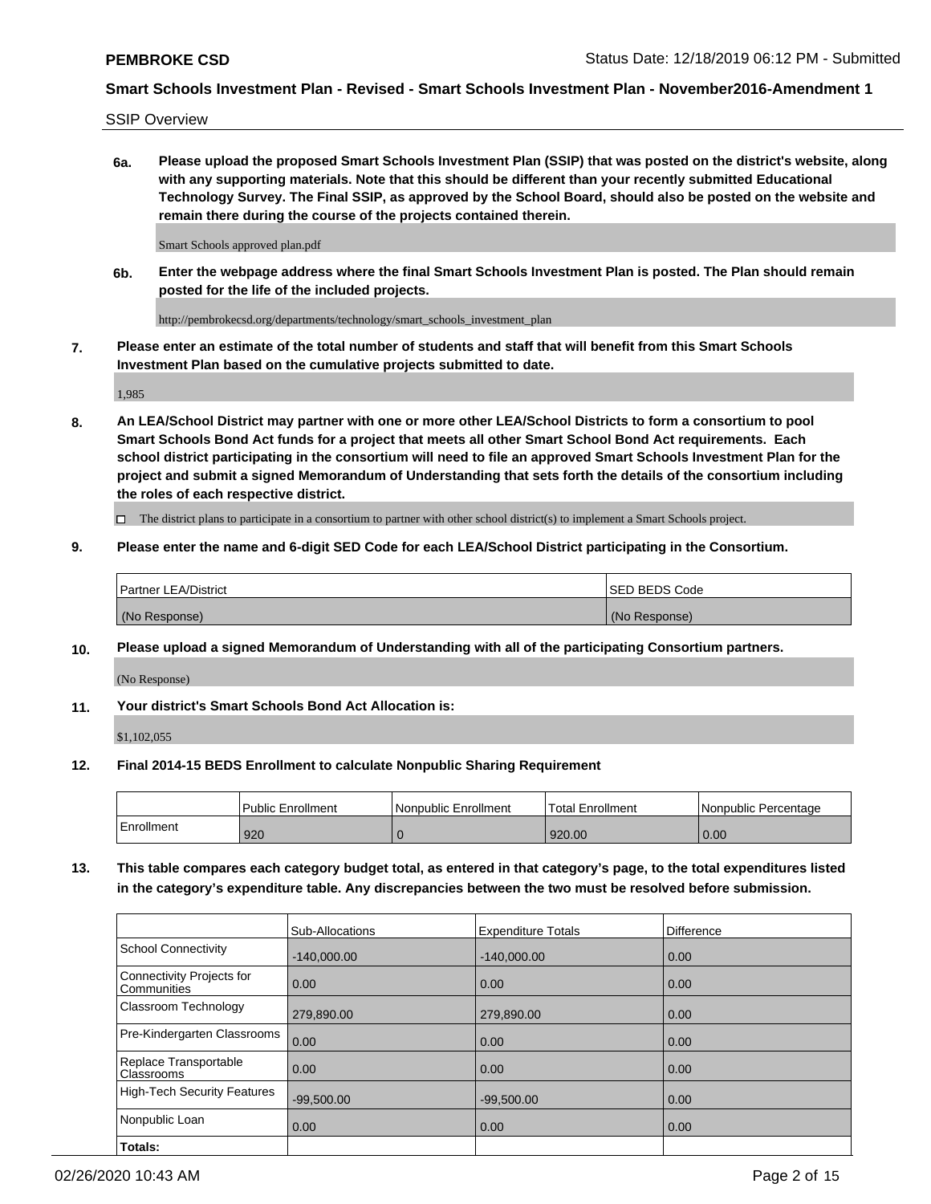SSIP Overview

**6a. Please upload the proposed Smart Schools Investment Plan (SSIP) that was posted on the district's website, along with any supporting materials. Note that this should be different than your recently submitted Educational Technology Survey. The Final SSIP, as approved by the School Board, should also be posted on the website and remain there during the course of the projects contained therein.**

Smart Schools approved plan.pdf

**6b. Enter the webpage address where the final Smart Schools Investment Plan is posted. The Plan should remain posted for the life of the included projects.**

http://pembrokecsd.org/departments/technology/smart_schools_investment_plan

**7. Please enter an estimate of the total number of students and staff that will benefit from this Smart Schools Investment Plan based on the cumulative projects submitted to date.**

1,985

**8. An LEA/School District may partner with one or more other LEA/School Districts to form a consortium to pool Smart Schools Bond Act funds for a project that meets all other Smart School Bond Act requirements. Each school district participating in the consortium will need to file an approved Smart Schools Investment Plan for the project and submit a signed Memorandum of Understanding that sets forth the details of the consortium including the roles of each respective district.**

☐ The district plans to participate in a consortium to partner with other school district(s) to implement a Smart Schools project.

**9. Please enter the name and 6-digit SED Code for each LEA/School District participating in the Consortium.**

| Partner LEA/District | SED BEDS Code |
|---|---|
| (No Response) | (No Response) |

**10. Please upload a signed Memorandum of Understanding with all of the participating Consortium partners.**

(No Response)

**11. Your district's Smart Schools Bond Act Allocation is:**

$1,102,055

**12. Final 2014-15 BEDS Enrollment to calculate Nonpublic Sharing Requirement**

| | Public Enrollment | Nonpublic Enrollment | Total Enrollment | Nonpublic Percentage |
|---|---|---|---|---|
| Enrollment | 920 | 0 | 920.00 | 0.00 |

**13. This table compares each category budget total, as entered in that category's page, to the total expenditures listed in the category's expenditure table. Any discrepancies between the two must be resolved before submission.**

| | Sub-Allocations | Expenditure Totals | Difference |
|---|---|---|---|
| School Connectivity | -140,000.00 | -140,000.00 | 0.00 |
| Connectivity Projects for Communities | 0.00 | 0.00 | 0.00 |
| Classroom Technology | 279,890.00 | 279,890.00 | 0.00 |
| Pre-Kindergarten Classrooms | 0.00 | 0.00 | 0.00 |
| Replace Transportable Classrooms | 0.00 | 0.00 | 0.00 |
| High-Tech Security Features | -99,500.00 | -99,500.00 | 0.00 |
| Nonpublic Loan | 0.00 | 0.00 | 0.00 |
| **Totals:** | | | |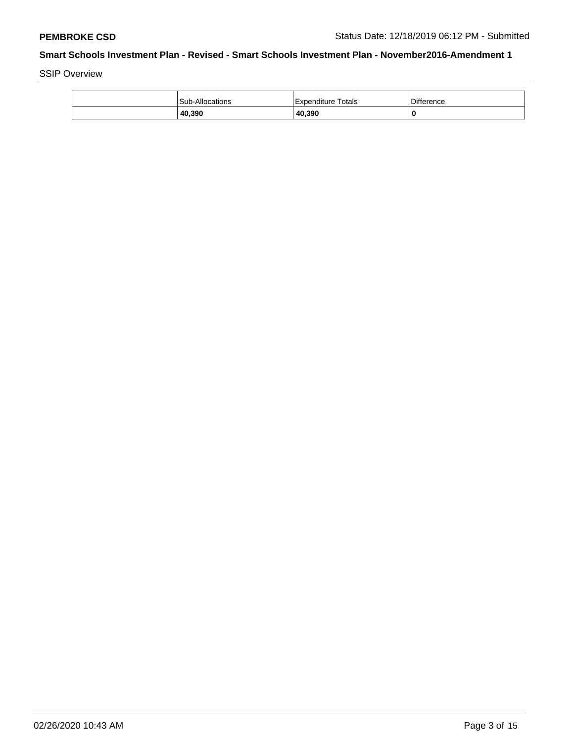**PEMBROKE CSD** Status Date: 12/18/2019 06:12 PM - Submitted

## Smart Schools Investment Plan - Revised - Smart Schools Investment Plan - November2016-Amendment 1

SSIP Overview

| | Sub-Allocations | Expenditure Totals | Difference |
|---|---|---|---|
| | **40,390** | **40,390** | **0** |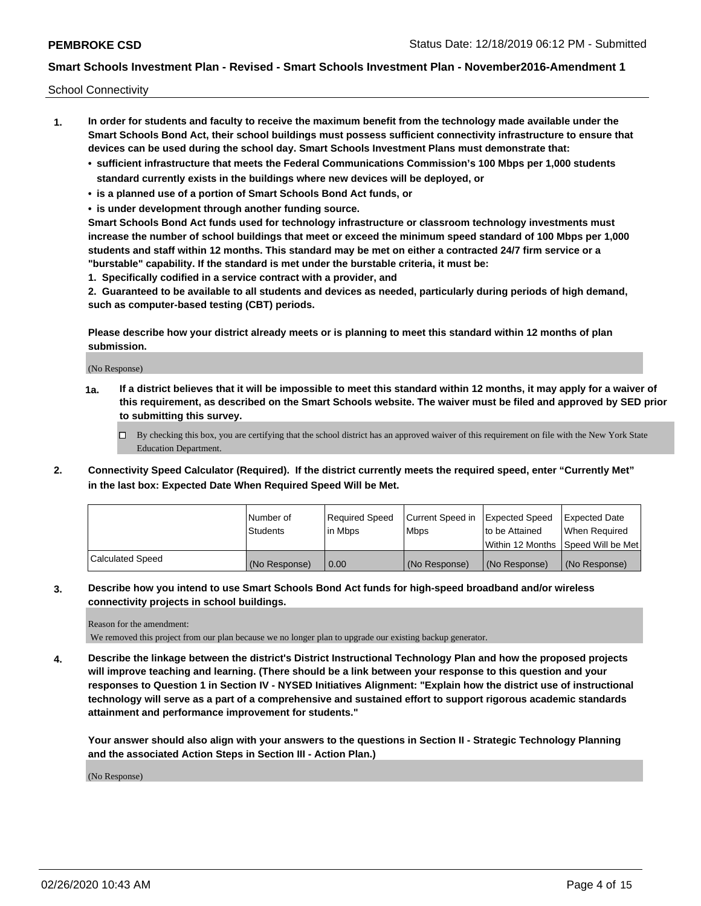School Connectivity

1. **In order for students and faculty to receive the maximum benefit from the technology made available under the Smart Schools Bond Act, their school buildings must possess sufficient connectivity infrastructure to ensure that devices can be used during the school day. Smart Schools Investment Plans must demonstrate that:**
   - **sufficient infrastructure that meets the Federal Communications Commission's 100 Mbps per 1,000 students standard currently exists in the buildings where new devices will be deployed, or**
   - **is a planned use of a portion of Smart Schools Bond Act funds, or**
   - **is under development through another funding source.**

   **Smart Schools Bond Act funds used for technology infrastructure or classroom technology investments must increase the number of school buildings that meet or exceed the minimum speed standard of 100 Mbps per 1,000 students and staff within 12 months. This standard may be met on either a contracted 24/7 firm service or a "burstable" capability. If the standard is met under the burstable criteria, it must be:**

   **1. Specifically codified in a service contract with a provider, and**

   **2. Guaranteed to be available to all students and devices as needed, particularly during periods of high demand, such as computer-based testing (CBT) periods.**

   **Please describe how your district already meets or is planning to meet this standard within 12 months of plan submission.**

   (No Response)

   **1a. If a district believes that it will be impossible to meet this standard within 12 months, it may apply for a waiver of this requirement, as described on the Smart Schools website. The waiver must be filed and approved by SED prior to submitting this survey.**

   ☐ By checking this box, you are certifying that the school district has an approved waiver of this requirement on file with the New York State Education Department.

2. **Connectivity Speed Calculator (Required). If the district currently meets the required speed, enter "Currently Met" in the last box: Expected Date When Required Speed Will be Met.**

| | Number of Students | Required Speed in Mbps | Current Speed in Mbps | Expected Speed to be Attained Within 12 Months | Expected Date When Required Speed Will be Met |
|---|---|---|---|---|---|
| Calculated Speed | (No Response) | 0.00 | (No Response) | (No Response) | (No Response) |

3. **Describe how you intend to use Smart Schools Bond Act funds for high-speed broadband and/or wireless connectivity projects in school buildings.**

   Reason for the amendment:
   We removed this project from our plan because we no longer plan to upgrade our existing backup generator.

4. **Describe the linkage between the district's District Instructional Technology Plan and how the proposed projects will improve teaching and learning. (There should be a link between your response to this question and your responses to Question 1 in Section IV - NYSED Initiatives Alignment: "Explain how the district use of instructional technology will serve as a part of a comprehensive and sustained effort to support rigorous academic standards attainment and performance improvement for students."**

   **Your answer should also align with your answers to the questions in Section II - Strategic Technology Planning and the associated Action Steps in Section III - Action Plan.)**

   (No Response)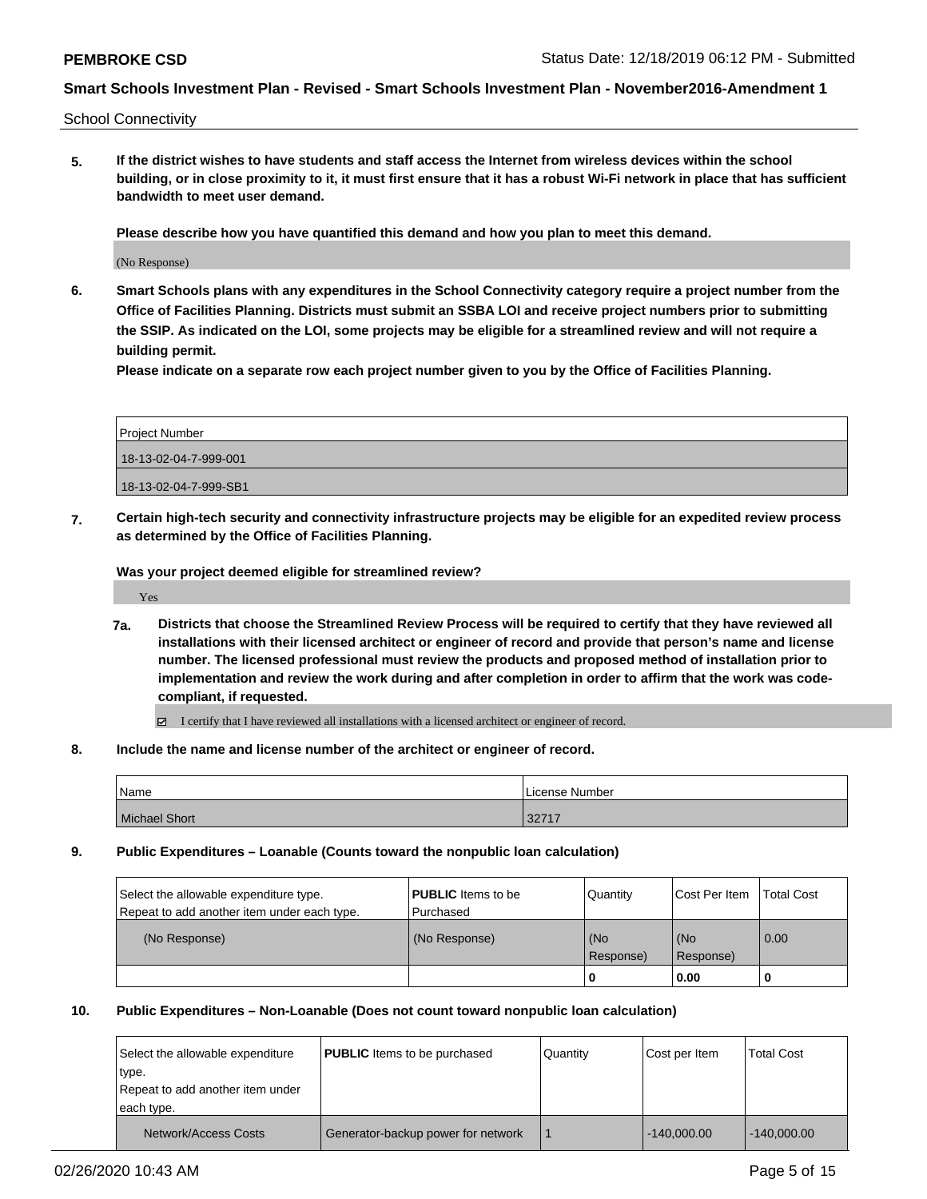School Connectivity

**5. If the district wishes to have students and staff access the Internet from wireless devices within the school building, or in close proximity to it, it must first ensure that it has a robust Wi-Fi network in place that has sufficient bandwidth to meet user demand.**

**Please describe how you have quantified this demand and how you plan to meet this demand.**

(No Response)

**6. Smart Schools plans with any expenditures in the School Connectivity category require a project number from the Office of Facilities Planning. Districts must submit an SSBA LOI and receive project numbers prior to submitting the SSIP. As indicated on the LOI, some projects may be eligible for a streamlined review and will not require a building permit.**

**Please indicate on a separate row each project number given to you by the Office of Facilities Planning.**

| Project Number |
| --- |
| 18-13-02-04-7-999-001 |
| 18-13-02-04-7-999-SB1 |

**7. Certain high-tech security and connectivity infrastructure projects may be eligible for an expedited review process as determined by the Office of Facilities Planning.**

**Was your project deemed eligible for streamlined review?**

Yes

**7a. Districts that choose the Streamlined Review Process will be required to certify that they have reviewed all installations with their licensed architect or engineer of record and provide that person's name and license number. The licensed professional must review the products and proposed method of installation prior to implementation and review the work during and after completion in order to affirm that the work was code-compliant, if requested.**

☑ I certify that I have reviewed all installations with a licensed architect or engineer of record.

**8. Include the name and license number of the architect or engineer of record.**

| Name | License Number |
| --- | --- |
| Michael Short | 32717 |

**9. Public Expenditures – Loanable (Counts toward the nonpublic loan calculation)**

| Select the allowable expenditure type. Repeat to add another item under each type. | **PUBLIC** Items to be Purchased | Quantity | Cost Per Item | Total Cost |
| --- | --- | --- | --- | --- |
| (No Response) | (No Response) | (No Response) | (No Response) | 0.00 |
| | | 0 | 0.00 | 0 |

**10. Public Expenditures – Non-Loanable (Does not count toward nonpublic loan calculation)**

| Select the allowable expenditure type. Repeat to add another item under each type. | **PUBLIC** Items to be purchased | Quantity | Cost per Item | Total Cost |
| --- | --- | --- | --- | --- |
| Network/Access Costs | Generator-backup power for network | 1 | -140,000.00 | -140,000.00 |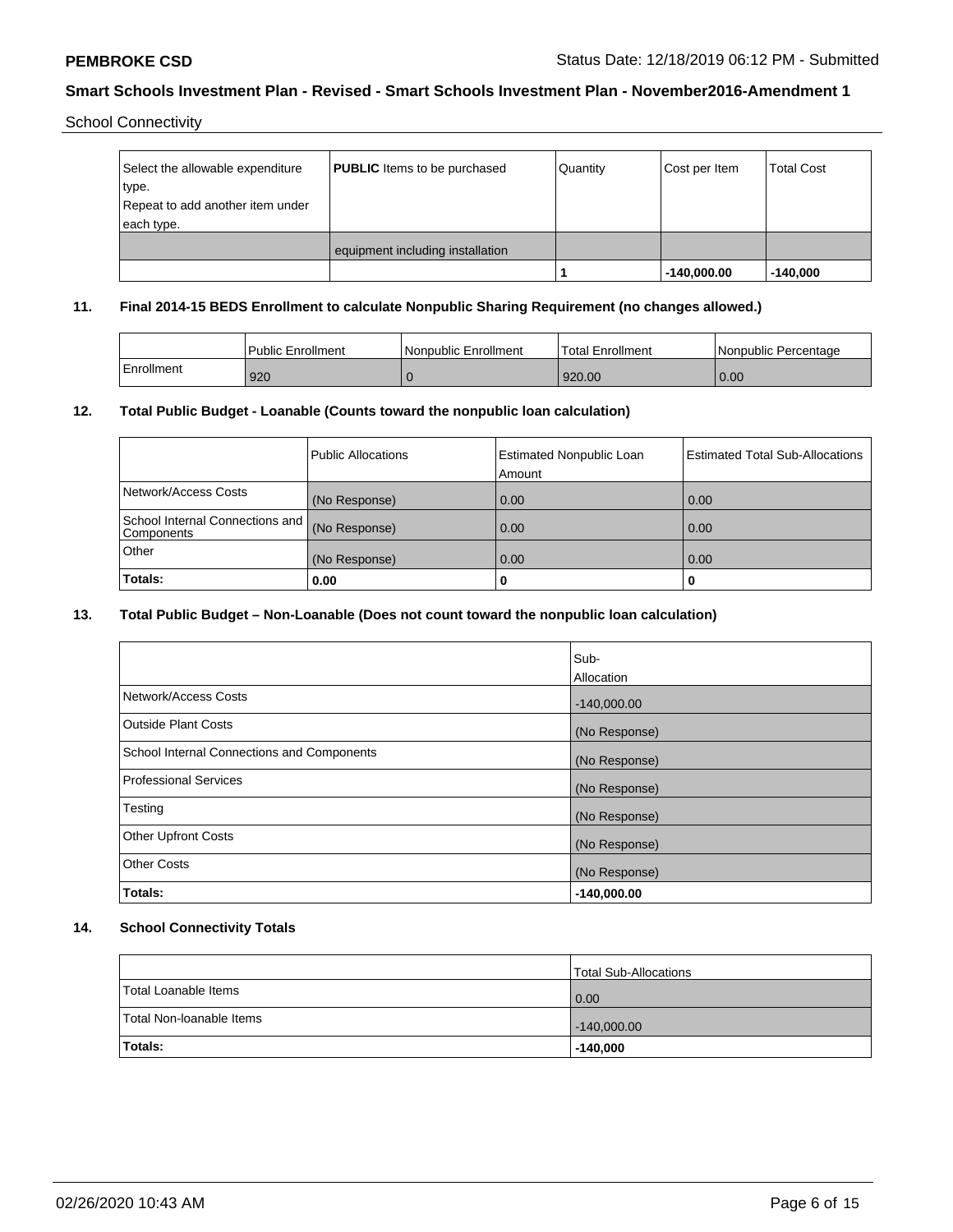**PEMBROKE CSD** Status Date: 12/18/2019 06:12 PM - Submitted

**Smart Schools Investment Plan - Revised - Smart Schools Investment Plan - November2016-Amendment 1**

School Connectivity

| Select the allowable expenditure type. Repeat to add another item under each type. | **PUBLIC** Items to be purchased | Quantity | Cost per Item | Total Cost |
|---|---|---|---|---|
| | equipment including installation | | | |
| | | 1 | -140,000.00 | -140,000 |

## 11. Final 2014-15 BEDS Enrollment to calculate Nonpublic Sharing Requirement (no changes allowed.)

| | Public Enrollment | Nonpublic Enrollment | Total Enrollment | Nonpublic Percentage |
|---|---|---|---|---|
| Enrollment | 920 | 0 | 920.00 | 0.00 |

## 12. Total Public Budget - Loanable (Counts toward the nonpublic loan calculation)

| | Public Allocations | Estimated Nonpublic Loan Amount | Estimated Total Sub-Allocations |
|---|---|---|---|
| Network/Access Costs | (No Response) | 0.00 | 0.00 |
| School Internal Connections and Components | (No Response) | 0.00 | 0.00 |
| Other | (No Response) | 0.00 | 0.00 |
| **Totals:** | **0.00** | **0** | **0** |

## 13. Total Public Budget – Non-Loanable (Does not count toward the nonpublic loan calculation)

| | Sub-Allocation |
|---|---|
| Network/Access Costs | -140,000.00 |
| Outside Plant Costs | (No Response) |
| School Internal Connections and Components | (No Response) |
| Professional Services | (No Response) |
| Testing | (No Response) |
| Other Upfront Costs | (No Response) |
| Other Costs | (No Response) |
| **Totals:** | **-140,000.00** |

## 14. School Connectivity Totals

| | Total Sub-Allocations |
|---|---|
| Total Loanable Items | 0.00 |
| Total Non-loanable Items | -140,000.00 |
| **Totals:** | **-140,000** |

02/26/2020 10:43 AM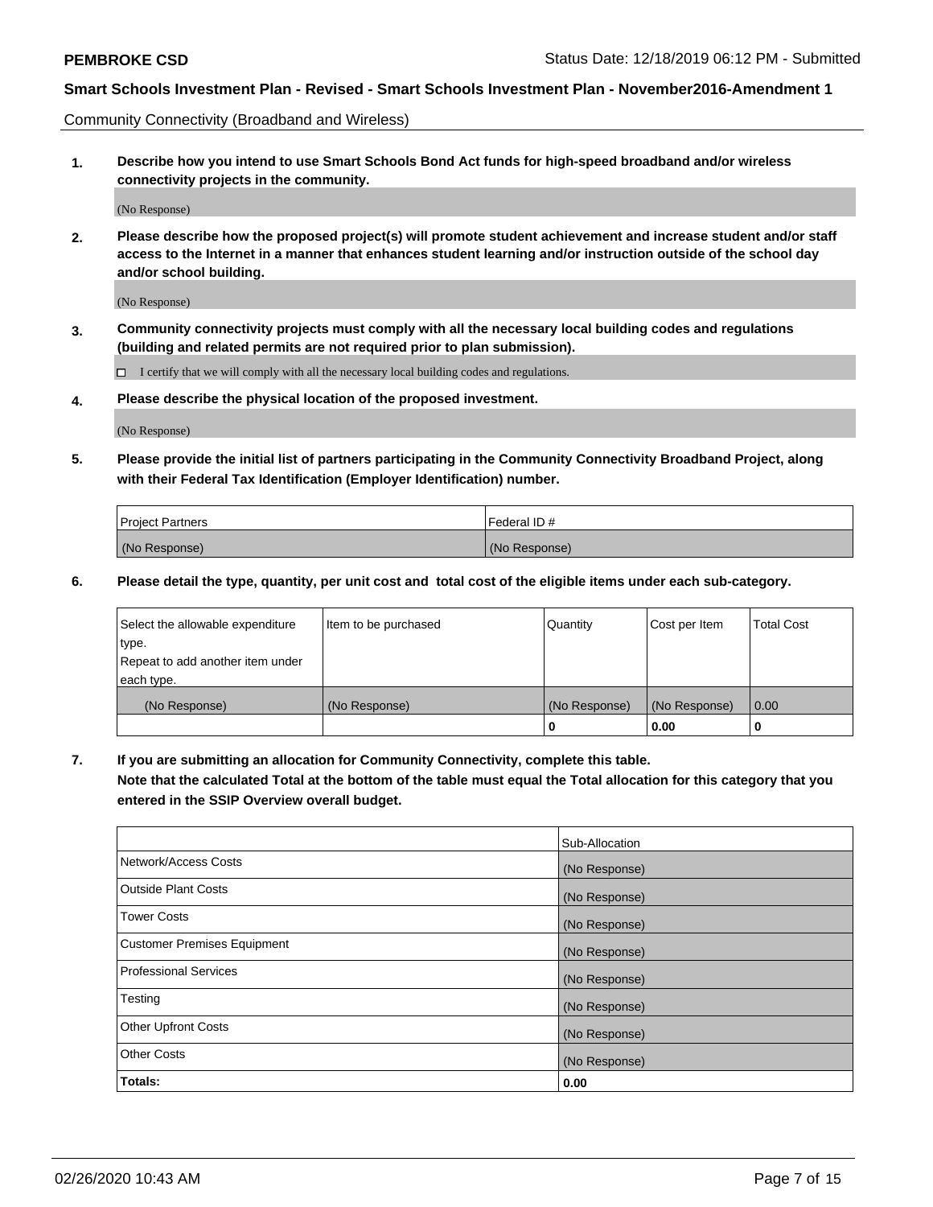Community Connectivity (Broadband and Wireless)

**1. Describe how you intend to use Smart Schools Bond Act funds for high-speed broadband and/or wireless connectivity projects in the community.**

(No Response)

**2. Please describe how the proposed project(s) will promote student achievement and increase student and/or staff access to the Internet in a manner that enhances student learning and/or instruction outside of the school day and/or school building.**

(No Response)

**3. Community connectivity projects must comply with all the necessary local building codes and regulations (building and related permits are not required prior to plan submission).**

☐ I certify that we will comply with all the necessary local building codes and regulations.

**4. Please describe the physical location of the proposed investment.**

(No Response)

**5. Please provide the initial list of partners participating in the Community Connectivity Broadband Project, along with their Federal Tax Identification (Employer Identification) number.**

| Project Partners | Federal ID # |
|---|---|
| (No Response) | (No Response) |

**6. Please detail the type, quantity, per unit cost and total cost of the eligible items under each sub-category.**

| Select the allowable expenditure type. Repeat to add another item under each type. | Item to be purchased | Quantity | Cost per Item | Total Cost |
|---|---|---|---|---|
| (No Response) | (No Response) | (No Response) | (No Response) | 0.00 |
| | | 0 | 0.00 | 0 |

**7. If you are submitting an allocation for Community Connectivity, complete this table. Note that the calculated Total at the bottom of the table must equal the Total allocation for this category that you entered in the SSIP Overview overall budget.**

| | Sub-Allocation |
|---|---|
| Network/Access Costs | (No Response) |
| Outside Plant Costs | (No Response) |
| Tower Costs | (No Response) |
| Customer Premises Equipment | (No Response) |
| Professional Services | (No Response) |
| Testing | (No Response) |
| Other Upfront Costs | (No Response) |
| Other Costs | (No Response) |
| **Totals:** | **0.00** |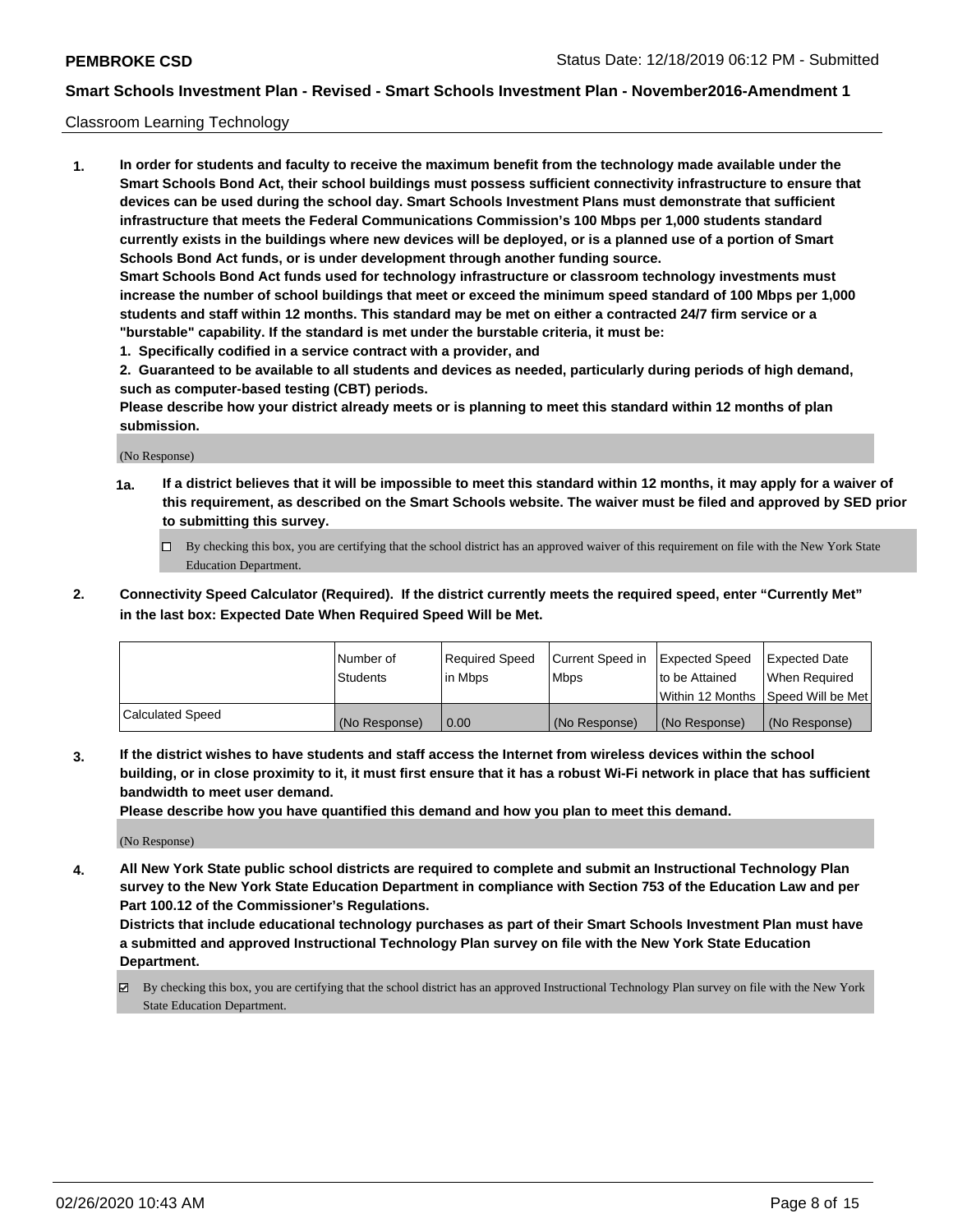Classroom Learning Technology

**1. In order for students and faculty to receive the maximum benefit from the technology made available under the Smart Schools Bond Act, their school buildings must possess sufficient connectivity infrastructure to ensure that devices can be used during the school day. Smart Schools Investment Plans must demonstrate that sufficient infrastructure that meets the Federal Communications Commission's 100 Mbps per 1,000 students standard currently exists in the buildings where new devices will be deployed, or is a planned use of a portion of Smart Schools Bond Act funds, or is under development through another funding source.**

**Smart Schools Bond Act funds used for technology infrastructure or classroom technology investments must increase the number of school buildings that meet or exceed the minimum speed standard of 100 Mbps per 1,000 students and staff within 12 months. This standard may be met on either a contracted 24/7 firm service or a "burstable" capability. If the standard is met under the burstable criteria, it must be:**

**1. Specifically codified in a service contract with a provider, and**

**2. Guaranteed to be available to all students and devices as needed, particularly during periods of high demand, such as computer-based testing (CBT) periods.**

**Please describe how your district already meets or is planning to meet this standard within 12 months of plan submission.**

(No Response)

**1a. If a district believes that it will be impossible to meet this standard within 12 months, it may apply for a waiver of this requirement, as described on the Smart Schools website. The waiver must be filed and approved by SED prior to submitting this survey.**

☐ By checking this box, you are certifying that the school district has an approved waiver of this requirement on file with the New York State Education Department.

**2. Connectivity Speed Calculator (Required). If the district currently meets the required speed, enter "Currently Met" in the last box: Expected Date When Required Speed Will be Met.**

| | Number of Students | Required Speed in Mbps | Current Speed in Mbps | Expected Speed to be Attained Within 12 Months | Expected Date When Required Speed Will be Met |
|---|---|---|---|---|---|
| Calculated Speed | (No Response) | 0.00 | (No Response) | (No Response) | (No Response) |

**3. If the district wishes to have students and staff access the Internet from wireless devices within the school building, or in close proximity to it, it must first ensure that it has a robust Wi-Fi network in place that has sufficient bandwidth to meet user demand.**

**Please describe how you have quantified this demand and how you plan to meet this demand.**

(No Response)

**4. All New York State public school districts are required to complete and submit an Instructional Technology Plan survey to the New York State Education Department in compliance with Section 753 of the Education Law and per Part 100.12 of the Commissioner's Regulations.**

**Districts that include educational technology purchases as part of their Smart Schools Investment Plan must have a submitted and approved Instructional Technology Plan survey on file with the New York State Education Department.**

☑ By checking this box, you are certifying that the school district has an approved Instructional Technology Plan survey on file with the New York State Education Department.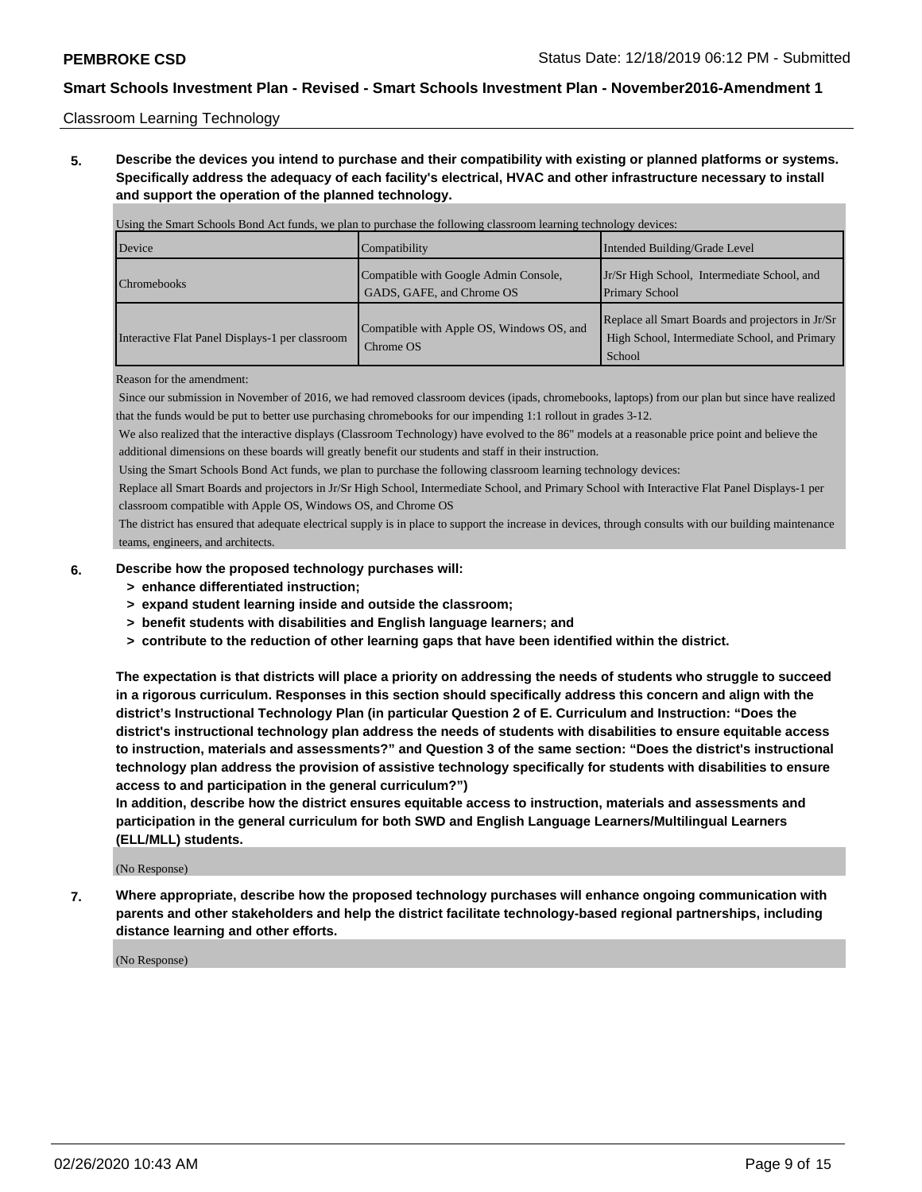Classroom Learning Technology

**5. Describe the devices you intend to purchase and their compatibility with existing or planned platforms or systems. Specifically address the adequacy of each facility's electrical, HVAC and other infrastructure necessary to install and support the operation of the planned technology.**

Using the Smart Schools Bond Act funds, we plan to purchase the following classroom learning technology devices:

| Device | Compatibility | Intended Building/Grade Level |
|---|---|---|
| Chromebooks | Compatible with Google Admin Console, GADS, GAFE, and Chrome OS | Jr/Sr High School, Intermediate School, and Primary School |
| Interactive Flat Panel Displays-1 per classroom | Compatible with Apple OS, Windows OS, and Chrome OS | Replace all Smart Boards and projectors in Jr/Sr High School, Intermediate School, and Primary School |

Reason for the amendment:

Since our submission in November of 2016, we had removed classroom devices (ipads, chromebooks, laptops) from our plan but since have realized that the funds would be put to better use purchasing chromebooks for our impending 1:1 rollout in grades 3-12.

We also realized that the interactive displays (Classroom Technology) have evolved to the 86" models at a reasonable price point and believe the additional dimensions on these boards will greatly benefit our students and staff in their instruction.

Using the Smart Schools Bond Act funds, we plan to purchase the following classroom learning technology devices:

Replace all Smart Boards and projectors in Jr/Sr High School, Intermediate School, and Primary School with Interactive Flat Panel Displays-1 per classroom compatible with Apple OS, Windows OS, and Chrome OS

The district has ensured that adequate electrical supply is in place to support the increase in devices, through consults with our building maintenance teams, engineers, and architects.

**6. Describe how the proposed technology purchases will:**
- **> enhance differentiated instruction;**
- **> expand student learning inside and outside the classroom;**
- **> benefit students with disabilities and English language learners; and**
- **> contribute to the reduction of other learning gaps that have been identified within the district.**

**The expectation is that districts will place a priority on addressing the needs of students who struggle to succeed in a rigorous curriculum. Responses in this section should specifically address this concern and align with the district's Instructional Technology Plan (in particular Question 2 of E. Curriculum and Instruction: "Does the district's instructional technology plan address the needs of students with disabilities to ensure equitable access to instruction, materials and assessments?" and Question 3 of the same section: "Does the district's instructional technology plan address the provision of assistive technology specifically for students with disabilities to ensure access to and participation in the general curriculum?")**

**In addition, describe how the district ensures equitable access to instruction, materials and assessments and participation in the general curriculum for both SWD and English Language Learners/Multilingual Learners (ELL/MLL) students.**

(No Response)

**7. Where appropriate, describe how the proposed technology purchases will enhance ongoing communication with parents and other stakeholders and help the district facilitate technology-based regional partnerships, including distance learning and other efforts.**

(No Response)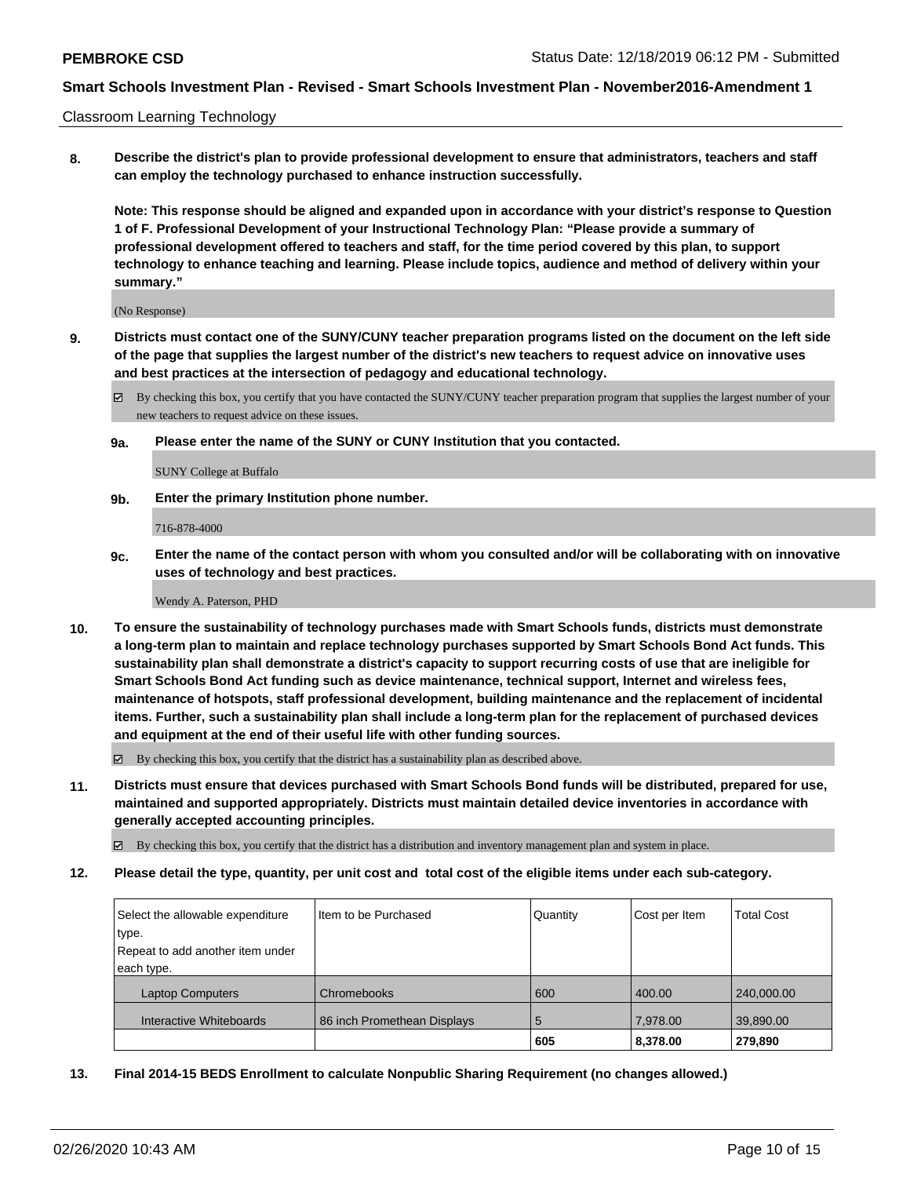Classroom Learning Technology

**8. Describe the district's plan to provide professional development to ensure that administrators, teachers and staff can employ the technology purchased to enhance instruction successfully.**

**Note: This response should be aligned and expanded upon in accordance with your district's response to Question 1 of F. Professional Development of your Instructional Technology Plan: "Please provide a summary of professional development offered to teachers and staff, for the time period covered by this plan, to support technology to enhance teaching and learning. Please include topics, audience and method of delivery within your summary."**

(No Response)

**9. Districts must contact one of the SUNY/CUNY teacher preparation programs listed on the document on the left side of the page that supplies the largest number of the district's new teachers to request advice on innovative uses and best practices at the intersection of pedagogy and educational technology.**

☑ By checking this box, you certify that you have contacted the SUNY/CUNY teacher preparation program that supplies the largest number of your new teachers to request advice on these issues.

**9a. Please enter the name of the SUNY or CUNY Institution that you contacted.**

SUNY College at Buffalo

**9b. Enter the primary Institution phone number.**

716-878-4000

**9c. Enter the name of the contact person with whom you consulted and/or will be collaborating with on innovative uses of technology and best practices.**

Wendy A. Paterson, PHD

**10. To ensure the sustainability of technology purchases made with Smart Schools funds, districts must demonstrate a long-term plan to maintain and replace technology purchases supported by Smart Schools Bond Act funds. This sustainability plan shall demonstrate a district's capacity to support recurring costs of use that are ineligible for Smart Schools Bond Act funding such as device maintenance, technical support, Internet and wireless fees, maintenance of hotspots, staff professional development, building maintenance and the replacement of incidental items. Further, such a sustainability plan shall include a long-term plan for the replacement of purchased devices and equipment at the end of their useful life with other funding sources.**

☑ By checking this box, you certify that the district has a sustainability plan as described above.

**11. Districts must ensure that devices purchased with Smart Schools Bond funds will be distributed, prepared for use, maintained and supported appropriately. Districts must maintain detailed device inventories in accordance with generally accepted accounting principles.**

☑ By checking this box, you certify that the district has a distribution and inventory management plan and system in place.

**12. Please detail the type, quantity, per unit cost and total cost of the eligible items under each sub-category.**

| Select the allowable expenditure type. Repeat to add another item under each type. | Item to be Purchased | Quantity | Cost per Item | Total Cost |
|---|---|---|---|---|
| Laptop Computers | Chromebooks | 600 | 400.00 | 240,000.00 |
| Interactive Whiteboards | 86 inch Promethean Displays | 5 | 7,978.00 | 39,890.00 |
| | | **605** | **8,378.00** | **279,890** |

**13. Final 2014-15 BEDS Enrollment to calculate Nonpublic Sharing Requirement (no changes allowed.)**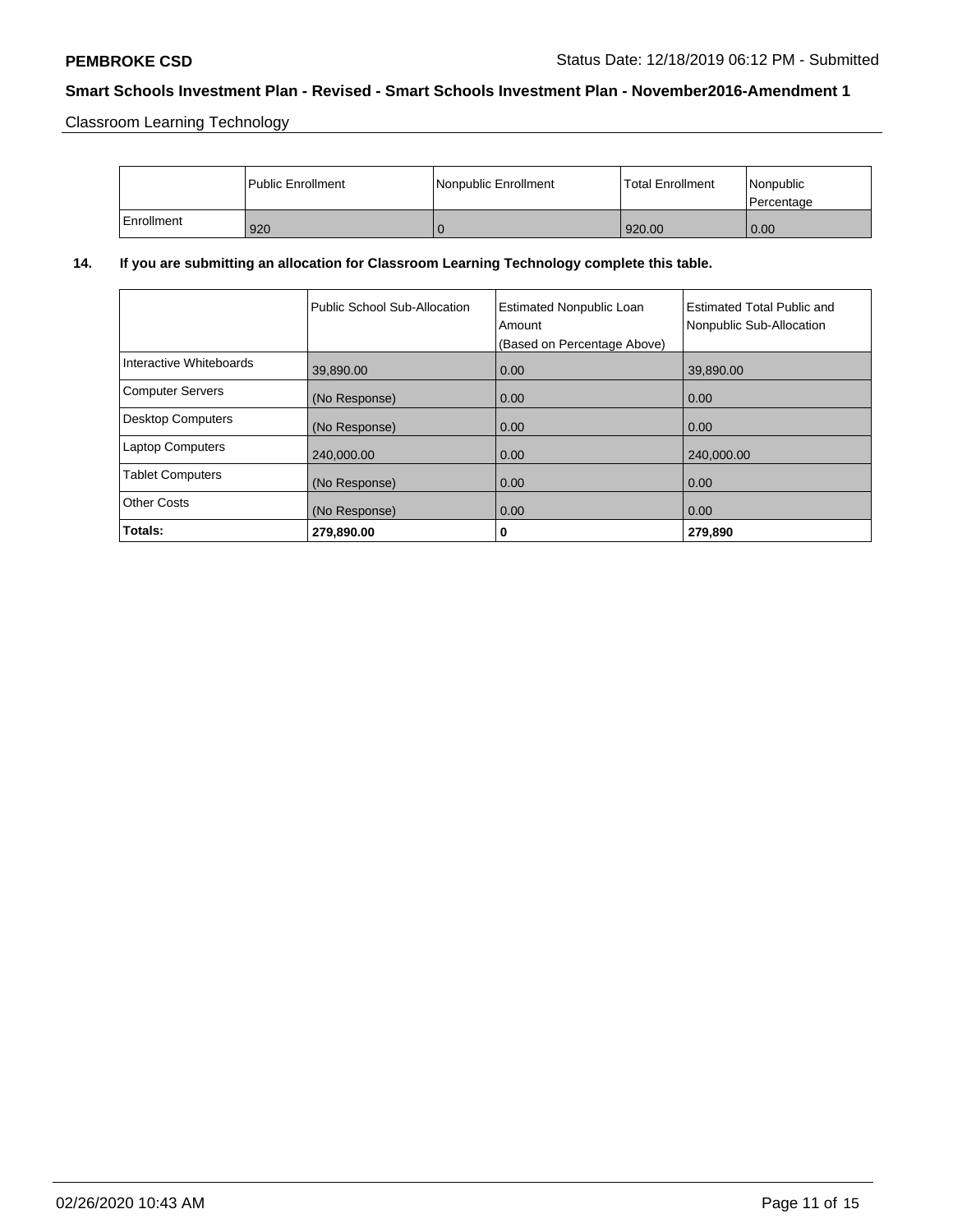Classroom Learning Technology

| | Public Enrollment | Nonpublic Enrollment | Total Enrollment | Nonpublic Percentage |
|---|---|---|---|---|
| Enrollment | 920 | 0 | 920.00 | 0.00 |

**14. If you are submitting an allocation for Classroom Learning Technology complete this table.**

| | Public School Sub-Allocation | Estimated Nonpublic Loan Amount (Based on Percentage Above) | Estimated Total Public and Nonpublic Sub-Allocation |
|---|---|---|---|
| Interactive Whiteboards | 39,890.00 | 0.00 | 39,890.00 |
| Computer Servers | (No Response) | 0.00 | 0.00 |
| Desktop Computers | (No Response) | 0.00 | 0.00 |
| Laptop Computers | 240,000.00 | 0.00 | 240,000.00 |
| Tablet Computers | (No Response) | 0.00 | 0.00 |
| Other Costs | (No Response) | 0.00 | 0.00 |
| **Totals:** | **279,890.00** | **0** | **279,890** |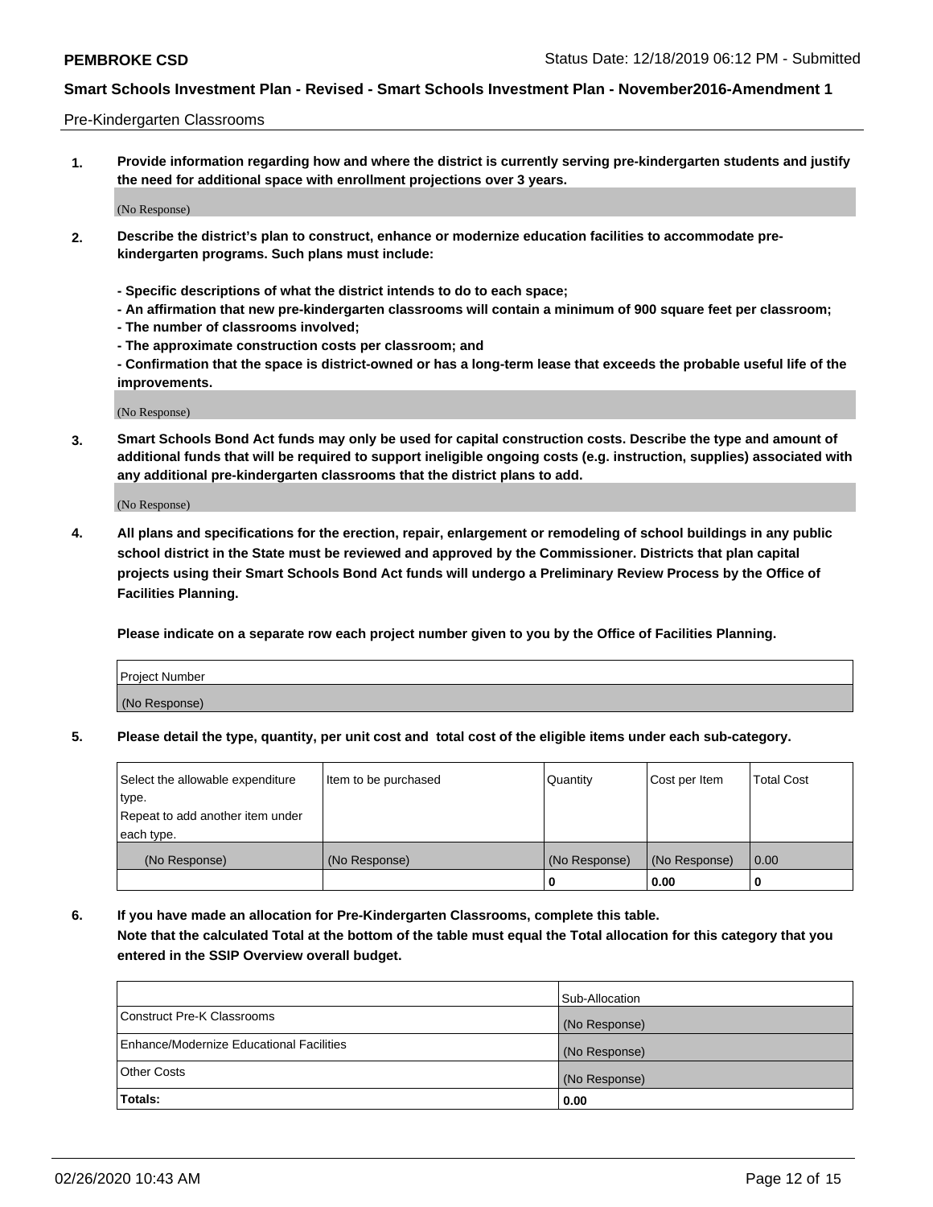Pre-Kindergarten Classrooms

**1. Provide information regarding how and where the district is currently serving pre-kindergarten students and justify the need for additional space with enrollment projections over 3 years.**

(No Response)

**2. Describe the district's plan to construct, enhance or modernize education facilities to accommodate pre-kindergarten programs. Such plans must include:**

**- Specific descriptions of what the district intends to do to each space;**
**- An affirmation that new pre-kindergarten classrooms will contain a minimum of 900 square feet per classroom;**
**- The number of classrooms involved;**
**- The approximate construction costs per classroom; and**
**- Confirmation that the space is district-owned or has a long-term lease that exceeds the probable useful life of the improvements.**

(No Response)

**3. Smart Schools Bond Act funds may only be used for capital construction costs. Describe the type and amount of additional funds that will be required to support ineligible ongoing costs (e.g. instruction, supplies) associated with any additional pre-kindergarten classrooms that the district plans to add.**

(No Response)

**4. All plans and specifications for the erection, repair, enlargement or remodeling of school buildings in any public school district in the State must be reviewed and approved by the Commissioner. Districts that plan capital projects using their Smart Schools Bond Act funds will undergo a Preliminary Review Process by the Office of Facilities Planning.**

**Please indicate on a separate row each project number given to you by the Office of Facilities Planning.**

| Project Number |
|---|
| (No Response) |

**5. Please detail the type, quantity, per unit cost and total cost of the eligible items under each sub-category.**

| Select the allowable expenditure type. Repeat to add another item under each type. | Item to be purchased | Quantity | Cost per Item | Total Cost |
|---|---|---|---|---|
| (No Response) | (No Response) | (No Response) | (No Response) | 0.00 |
| | | 0 | 0.00 | 0 |

**6. If you have made an allocation for Pre-Kindergarten Classrooms, complete this table.**
**Note that the calculated Total at the bottom of the table must equal the Total allocation for this category that you entered in the SSIP Overview overall budget.**

| | Sub-Allocation |
|---|---|
| Construct Pre-K Classrooms | (No Response) |
| Enhance/Modernize Educational Facilities | (No Response) |
| Other Costs | (No Response) |
| **Totals:** | **0.00** |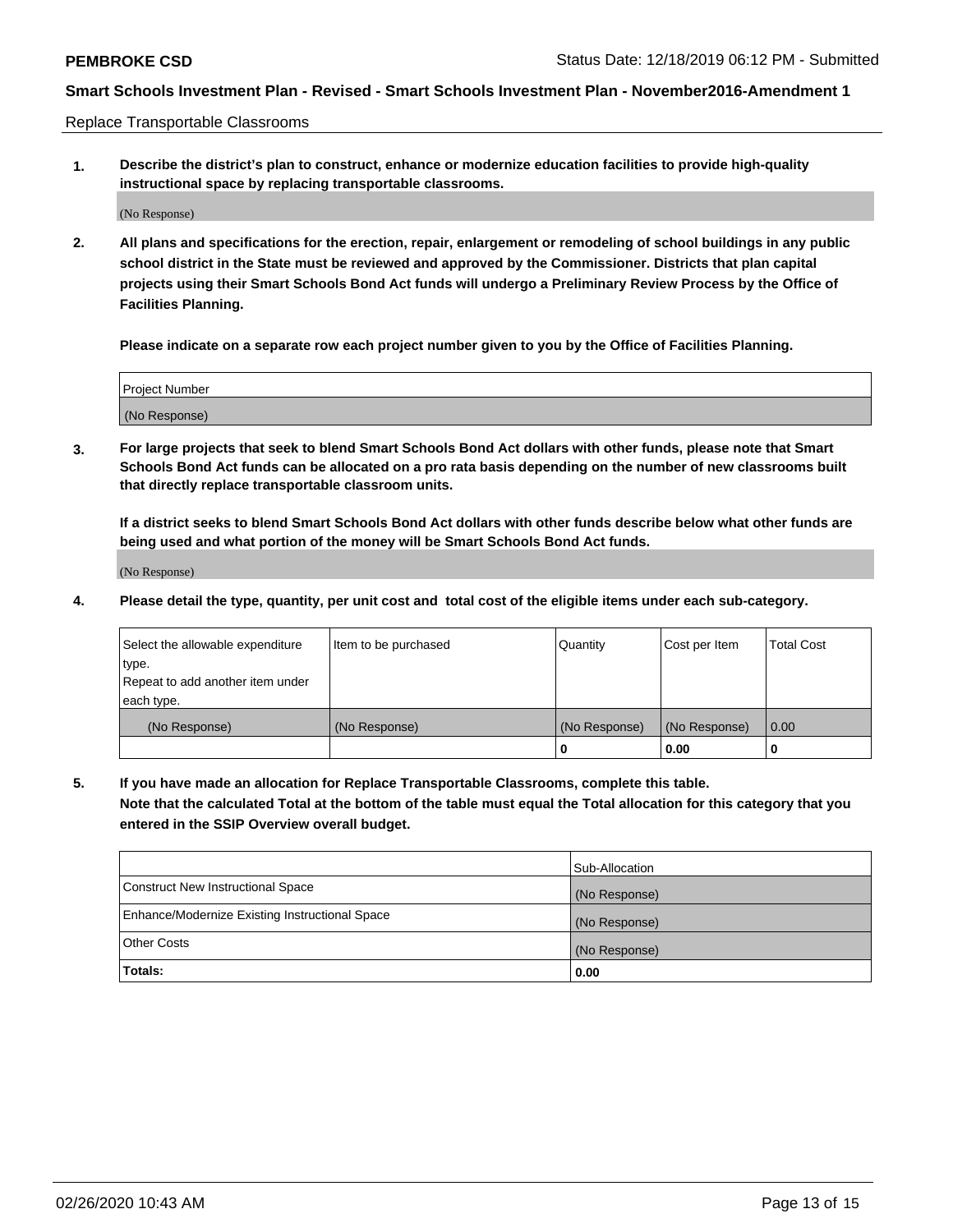Replace Transportable Classrooms

**1. Describe the district's plan to construct, enhance or modernize education facilities to provide high-quality instructional space by replacing transportable classrooms.**

(No Response)

**2. All plans and specifications for the erection, repair, enlargement or remodeling of school buildings in any public school district in the State must be reviewed and approved by the Commissioner. Districts that plan capital projects using their Smart Schools Bond Act funds will undergo a Preliminary Review Process by the Office of Facilities Planning.**

**Please indicate on a separate row each project number given to you by the Office of Facilities Planning.**

| Project Number |
| --- |
| (No Response) |

**3. For large projects that seek to blend Smart Schools Bond Act dollars with other funds, please note that Smart Schools Bond Act funds can be allocated on a pro rata basis depending on the number of new classrooms built that directly replace transportable classroom units.**

**If a district seeks to blend Smart Schools Bond Act dollars with other funds describe below what other funds are being used and what portion of the money will be Smart Schools Bond Act funds.**

(No Response)

**4. Please detail the type, quantity, per unit cost and total cost of the eligible items under each sub-category.**

| Select the allowable expenditure type. Repeat to add another item under each type. | Item to be purchased | Quantity | Cost per Item | Total Cost |
| --- | --- | --- | --- | --- |
| (No Response) | (No Response) | (No Response) | (No Response) | 0.00 |
| | | 0 | 0.00 | 0 |

**5. If you have made an allocation for Replace Transportable Classrooms, complete this table. Note that the calculated Total at the bottom of the table must equal the Total allocation for this category that you entered in the SSIP Overview overall budget.**

| | Sub-Allocation |
| --- | --- |
| Construct New Instructional Space | (No Response) |
| Enhance/Modernize Existing Instructional Space | (No Response) |
| Other Costs | (No Response) |
| **Totals:** | **0.00** |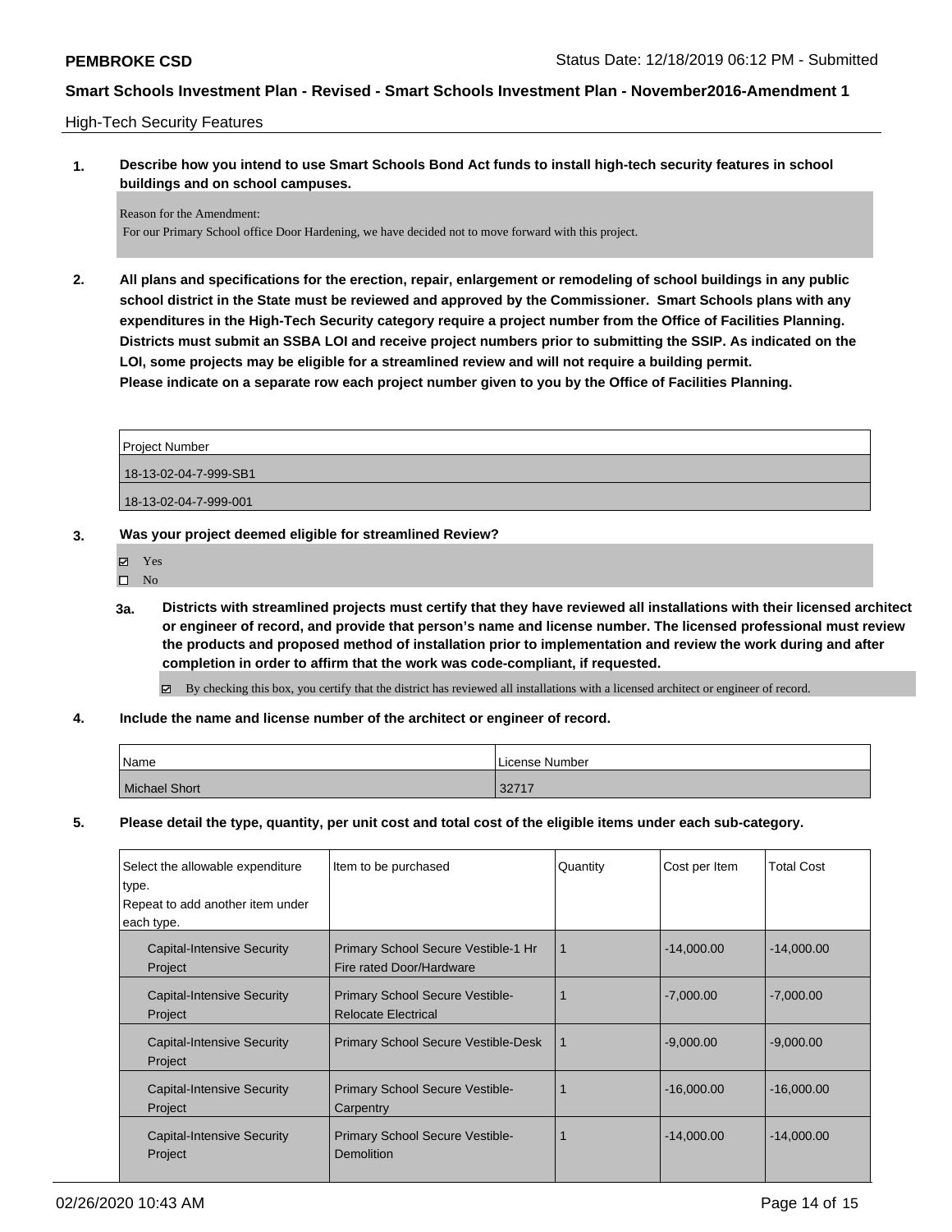High-Tech Security Features

**1. Describe how you intend to use Smart Schools Bond Act funds to install high-tech security features in school buildings and on school campuses.**

Reason for the Amendment:
For our Primary School office Door Hardening, we have decided not to move forward with this project.

**2. All plans and specifications for the erection, repair, enlargement or remodeling of school buildings in any public school district in the State must be reviewed and approved by the Commissioner. Smart Schools plans with any expenditures in the High-Tech Security category require a project number from the Office of Facilities Planning. Districts must submit an SSBA LOI and receive project numbers prior to submitting the SSIP. As indicated on the LOI, some projects may be eligible for a streamlined review and will not require a building permit. Please indicate on a separate row each project number given to you by the Office of Facilities Planning.**

| Project Number |
|---|
| 18-13-02-04-7-999-SB1 |
| 18-13-02-04-7-999-001 |

**3. Was your project deemed eligible for streamlined Review?**

- ☑ Yes
- ☐ No

**3a. Districts with streamlined projects must certify that they have reviewed all installations with their licensed architect or engineer of record, and provide that person's name and license number. The licensed professional must review the products and proposed method of installation prior to implementation and review the work during and after completion in order to affirm that the work was code-compliant, if requested.**

☑ By checking this box, you certify that the district has reviewed all installations with a licensed architect or engineer of record.

**4. Include the name and license number of the architect or engineer of record.**

| Name | License Number |
|---|---|
| Michael Short | 32717 |

**5. Please detail the type, quantity, per unit cost and total cost of the eligible items under each sub-category.**

| Select the allowable expenditure type. Repeat to add another item under each type. | Item to be purchased | Quantity | Cost per Item | Total Cost |
|---|---|---|---|---|
| Capital-Intensive Security Project | Primary School Secure Vestible-1 Hr Fire rated Door/Hardware | 1 | -14,000.00 | -14,000.00 |
| Capital-Intensive Security Project | Primary School Secure Vestible-Relocate Electrical | 1 | -7,000.00 | -7,000.00 |
| Capital-Intensive Security Project | Primary School Secure Vestible-Desk | 1 | -9,000.00 | -9,000.00 |
| Capital-Intensive Security Project | Primary School Secure Vestible-Carpentry | 1 | -16,000.00 | -16,000.00 |
| Capital-Intensive Security Project | Primary School Secure Vestible-Demolition | 1 | -14,000.00 | -14,000.00 |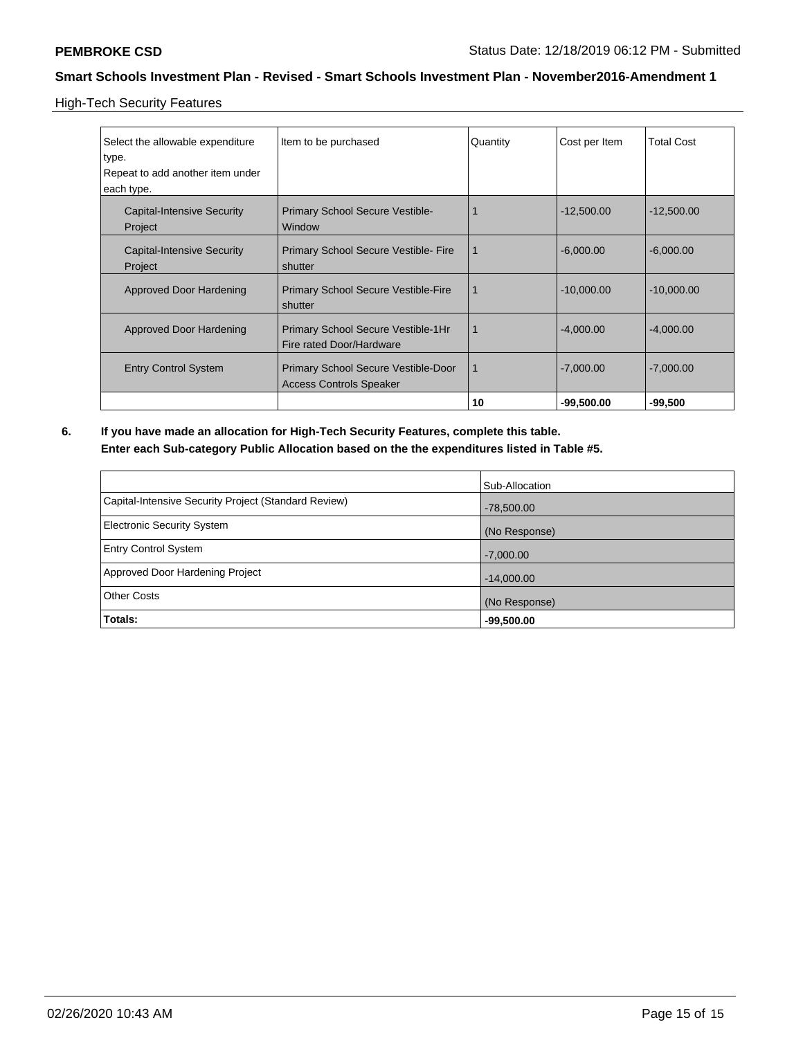High-Tech Security Features

| Select the allowable expenditure type. Repeat to add another item under each type. | Item to be purchased | Quantity | Cost per Item | Total Cost |
|---|---|---|---|---|
| Capital-Intensive Security Project | Primary School Secure Vestible-Window | 1 | -12,500.00 | -12,500.00 |
| Capital-Intensive Security Project | Primary School Secure Vestible- Fire shutter | 1 | -6,000.00 | -6,000.00 |
| Approved Door Hardening | Primary School Secure Vestible-Fire shutter | 1 | -10,000.00 | -10,000.00 |
| Approved Door Hardening | Primary School Secure Vestible-1Hr Fire rated Door/Hardware | 1 | -4,000.00 | -4,000.00 |
| Entry Control System | Primary School Secure Vestible-Door Access Controls Speaker | 1 | -7,000.00 | -7,000.00 |
| | | **10** | **-99,500.00** | **-99,500** |

**6. If you have made an allocation for High-Tech Security Features, complete this table. Enter each Sub-category Public Allocation based on the the expenditures listed in Table #5.**

| | Sub-Allocation |
|---|---|
| Capital-Intensive Security Project (Standard Review) | -78,500.00 |
| Electronic Security System | (No Response) |
| Entry Control System | -7,000.00 |
| Approved Door Hardening Project | -14,000.00 |
| Other Costs | (No Response) |
| **Totals:** | **-99,500.00** |